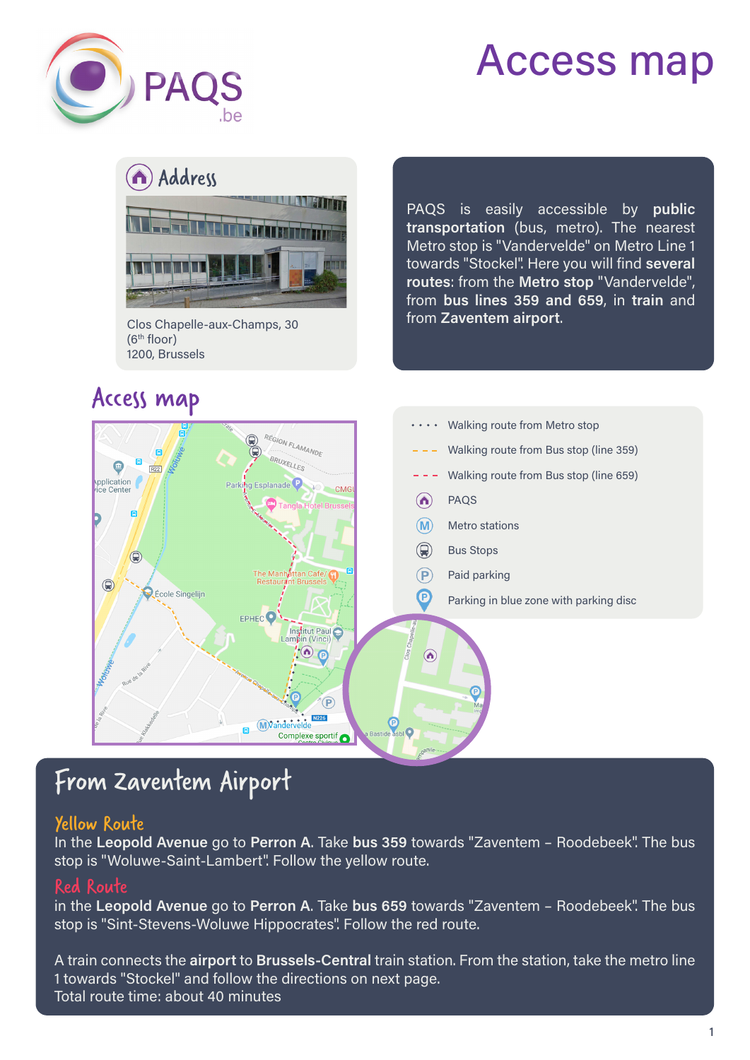# Access map

## Address

Clos Chapelle-aux-Champs, 30
(6th floor)
1200, Brussels

PAQS is easily accessible by **public transportation** (bus, metro). The nearest Metro stop is "Vandervelde" on Metro Line 1 towards "Stockel". Here you will find **several routes**: from the **Metro stop** "Vandervelde", from **bus lines 359 and 659**, in **train** and from **Zaventem airport**.

## Access map

- Walking route from Metro stop
- Walking route from Bus stop (line 359)
- Walking route from Bus stop (line 659)
- PAQS
- Metro stations
- Bus Stops
- Paid parking
- Parking in blue zone with parking disc

## From Zaventem Airport

### Yellow Route

In the **Leopold Avenue** go to **Perron A**. Take **bus 359** towards "Zaventem – Roodebeek". The bus stop is "Woluwe-Saint-Lambert". Follow the yellow route.

### Red Route

in the **Leopold Avenue** go to **Perron A**. Take **bus 659** towards "Zaventem – Roodebeek". The bus stop is "Sint-Stevens-Woluwe Hippocrates". Follow the red route.

A train connects the **airport** to **Brussels-Central** train station. From the station, take the metro line 1 towards "Stockel" and follow the directions on next page.
Total route time: about 40 minutes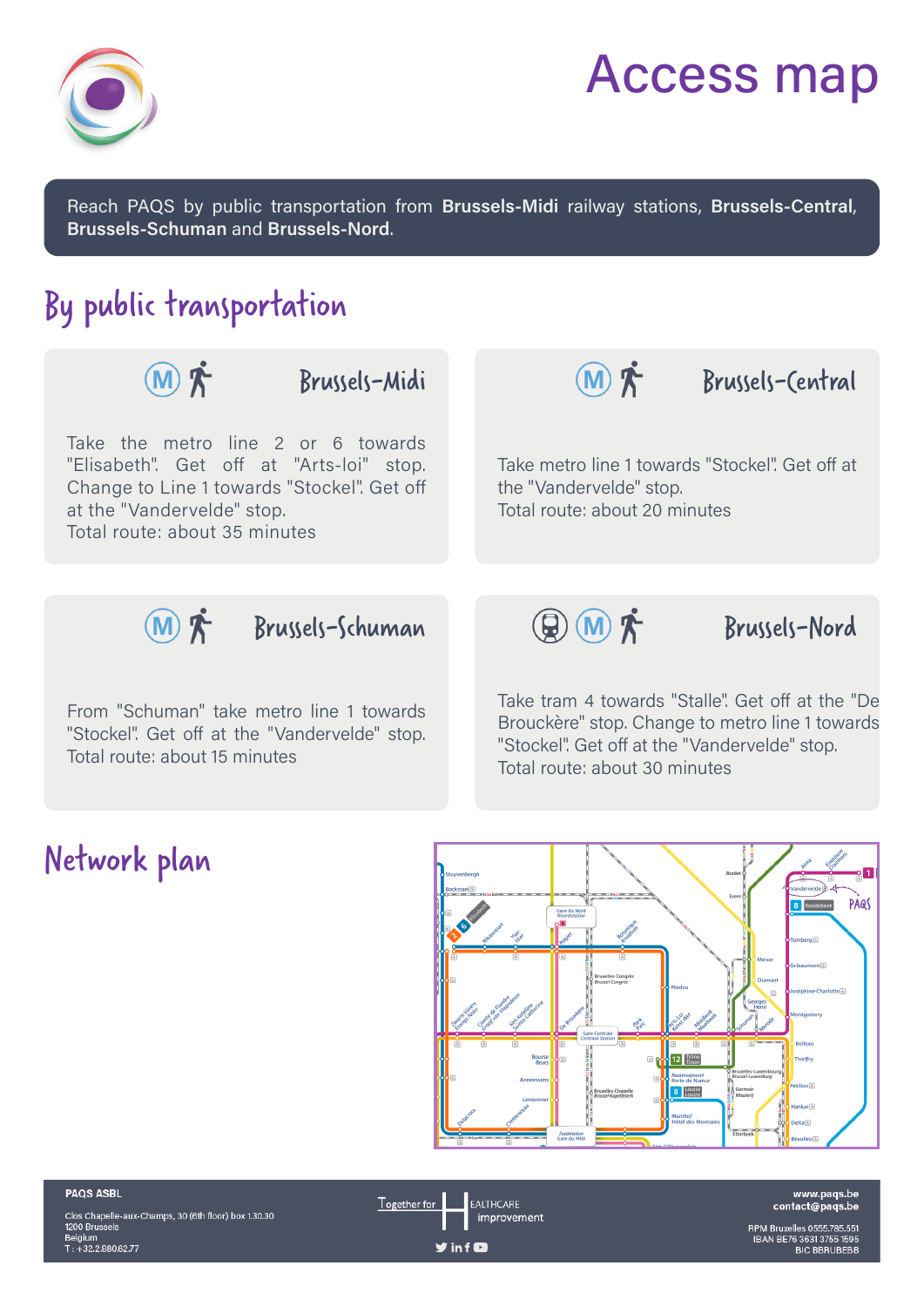# Access map

Reach PAQS by public transportation from **Brussels-Midi** railway stations, **Brussels-Central**, **Brussels-Schuman** and **Brussels-Nord**.

## By public transportation

### Brussels-Midi

Take the metro line 2 or 6 towards "Elisabeth". Get off at "Arts-loi" stop. Change to Line 1 towards "Stockel". Get off at the "Vandervelde" stop.
Total route: about 35 minutes

### Brussels-Central

Take metro line 1 towards "Stockel". Get off at the "Vandervelde" stop.
Total route: about 20 minutes

### Brussels-Schuman

From "Schuman" take metro line 1 towards "Stockel". Get off at the "Vandervelde" stop.
Total route: about 15 minutes

### Brussels-Nord

Take tram 4 towards "Stalle". Get off at the "De Brouckère" stop. Change to metro line 1 towards "Stockel". Get off at the "Vandervelde" stop.
Total route: about 30 minutes

## Network plan

Vandervelde
PAQS
Roodebeek
Stuyvenbergh
Bockstael
Elisabeth
Gare du Nord / Noordstation
Madou
Gare Centrale / Centraal Station
Trône / Troon
Montgomery
Merode
Schuman
Zuidstation / Gare du Midi
Tomberg
Gribaumont
Joséphine-Charlotte
Boileau
Thieffry
Pétillon
Hankar
Delta
Beaulieu
Bordet
Evere
Meiser
Diamant
Georges Henri
Bruxelles-Luxembourg / Brussel-Luxemburg
Germoir / Mouterij
Etterbeek
Naamsepoort / Porte de Namur
Louise / Louiza
Munthof / Hôtel des Monnaies
Bourse / Beurs
Anneessens
Lemonnier
Bruxelles-Chapelle / Brussel-Kapellekerk
Bruxelles-Congrès / Brussel-Congres
De Brouckère
Park / Parc
Arts-Loi / Kunst-Wet
Maelbeek / Maalbeek
Alma
Kraainem
Rogier
Botanique / Kruidtuin
Ribaucourt
Yser / IJzer
Comte de Flandre / Graaf van Vlaanderen
Sainte-Catherine / Sint-Katelijne
Étangs Noirs / Zwarte Vijvers
Delacroix
Clemenceau

**PAQS ASBL**
Clos Chapelle-aux-Champs, 30 (6th floor) box 1.30.30
1200 Brussels
Belgium
T : +32.2.880.62.77

Together for HEALTHCARE improvement

www.paqs.be
contact@paqs.be

RPM Bruxelles 0555.785.551
IBAN BE76 3631 3755 1595
BIC BBRUBEBB